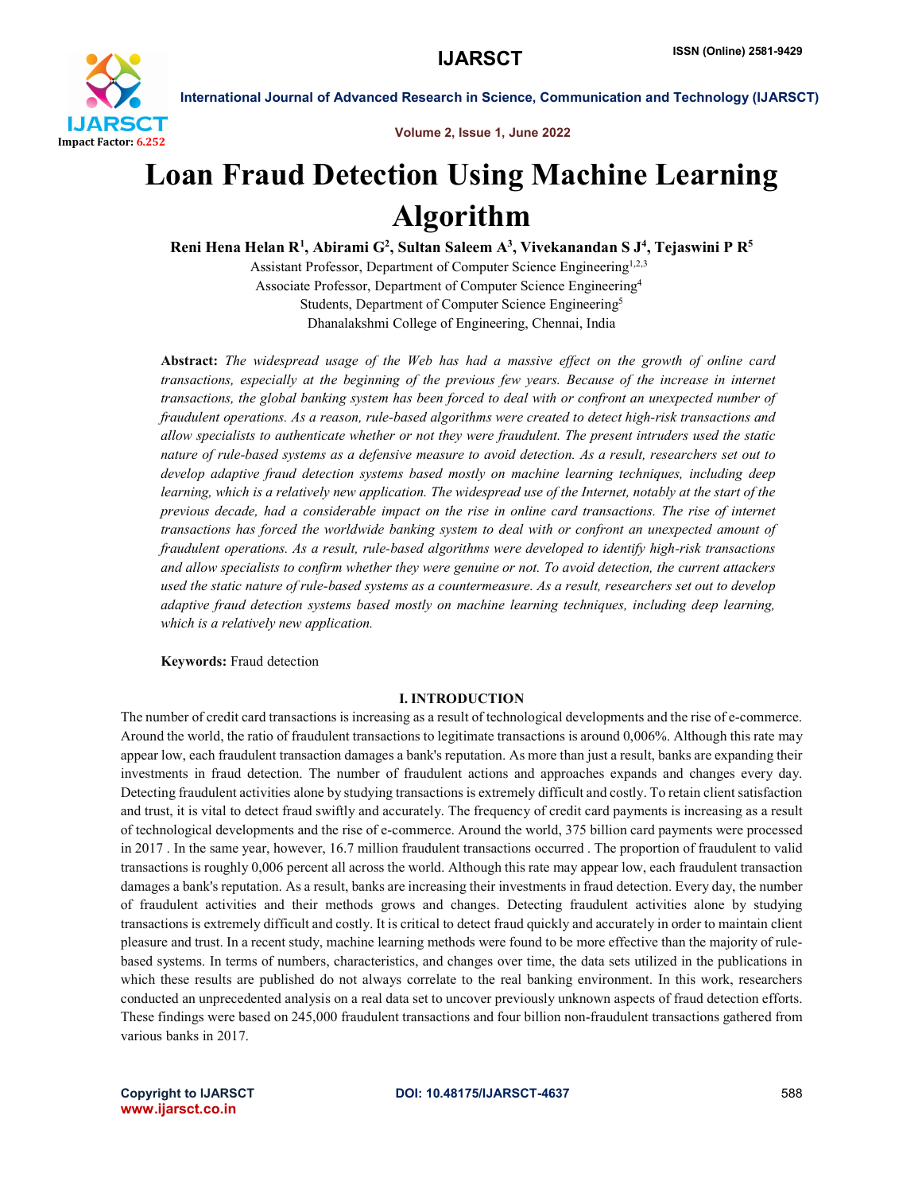# Loan Fraud Detection Using Machine Learning Algorithm

**Reni Hena Helan R[1], Abirami G[2], Sultan Saleem A[3], Vivekanandan S J[4], Tejaswini P R[5]**

Assistant Professor, Department of Computer Science Engineering[1,2,3]
Associate Professor, Department of Computer Science Engineering[4]
Students, Department of Computer Science Engineering[5]
Dhanalakshmi College of Engineering, Chennai, India

**Abstract:** *The widespread usage of the Web has had a massive effect on the growth of online card transactions, especially at the beginning of the previous few years. Because of the increase in internet transactions, the global banking system has been forced to deal with or confront an unexpected number of fraudulent operations. As a reason, rule-based algorithms were created to detect high-risk transactions and allow specialists to authenticate whether or not they were fraudulent. The present intruders used the static nature of rule-based systems as a defensive measure to avoid detection. As a result, researchers set out to develop adaptive fraud detection systems based mostly on machine learning techniques, including deep learning, which is a relatively new application. The widespread use of the Internet, notably at the start of the previous decade, had a considerable impact on the rise in online card transactions. The rise of internet transactions has forced the worldwide banking system to deal with or confront an unexpected amount of fraudulent operations. As a result, rule-based algorithms were developed to identify high-risk transactions and allow specialists to confirm whether they were genuine or not. To avoid detection, the current attackers used the static nature of rule-based systems as a countermeasure. As a result, researchers set out to develop adaptive fraud detection systems based mostly on machine learning techniques, including deep learning, which is a relatively new application.*

**Keywords:** Fraud detection

## I. INTRODUCTION

The number of credit card transactions is increasing as a result of technological developments and the rise of e-commerce. Around the world, the ratio of fraudulent transactions to legitimate transactions is around 0,006%. Although this rate may appear low, each fraudulent transaction damages a bank's reputation. As more than just a result, banks are expanding their investments in fraud detection. The number of fraudulent actions and approaches expands and changes every day. Detecting fraudulent activities alone by studying transactions is extremely difficult and costly. To retain client satisfaction and trust, it is vital to detect fraud swiftly and accurately. The frequency of credit card payments is increasing as a result of technological developments and the rise of e-commerce. Around the world, 375 billion card payments were processed in 2017 . In the same year, however, 16.7 million fraudulent transactions occurred . The proportion of fraudulent to valid transactions is roughly 0,006 percent all across the world. Although this rate may appear low, each fraudulent transaction damages a bank's reputation. As a result, banks are increasing their investments in fraud detection. Every day, the number of fraudulent activities and their methods grows and changes. Detecting fraudulent activities alone by studying transactions is extremely difficult and costly. It is critical to detect fraud quickly and accurately in order to maintain client pleasure and trust. In a recent study, machine learning methods were found to be more effective than the majority of rule-based systems. In terms of numbers, characteristics, and changes over time, the data sets utilized in the publications in which these results are published do not always correlate to the real banking environment. In this work, researchers conducted an unprecedented analysis on a real data set to uncover previously unknown aspects of fraud detection efforts. These findings were based on 245,000 fraudulent transactions and four billion non-fraudulent transactions gathered from various banks in 2017.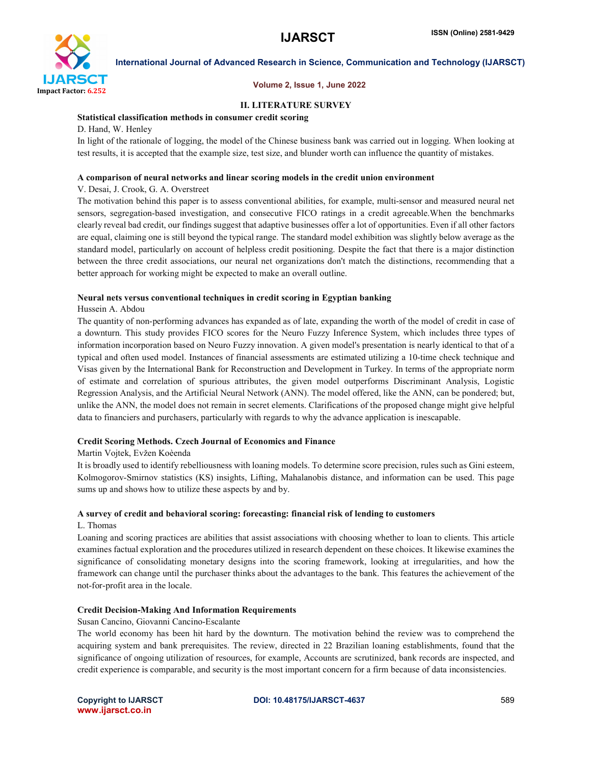## II. LITERATURE SURVEY

**Statistical classification methods in consumer credit scoring**

D. Hand, W. Henley

In light of the rationale of logging, the model of the Chinese business bank was carried out in logging. When looking at test results, it is accepted that the example size, test size, and blunder worth can influence the quantity of mistakes.

**A comparison of neural networks and linear scoring models in the credit union environment**

V. Desai, J. Crook, G. A. Overstreet

The motivation behind this paper is to assess conventional abilities, for example, multi-sensor and measured neural net sensors, segregation-based investigation, and consecutive FICO ratings in a credit agreeable.When the benchmarks clearly reveal bad credit, our findings suggest that adaptive businesses offer a lot of opportunities. Even if all other factors are equal, claiming one is still beyond the typical range. The standard model exhibition was slightly below average as the standard model, particularly on account of helpless credit positioning. Despite the fact that there is a major distinction between the three credit associations, our neural net organizations don't match the distinctions, recommending that a better approach for working might be expected to make an overall outline.

**Neural nets versus conventional techniques in credit scoring in Egyptian banking**

Hussein A. Abdou

The quantity of non-performing advances has expanded as of late, expanding the worth of the model of credit in case of a downturn. This study provides FICO scores for the Neuro Fuzzy Inference System, which includes three types of information incorporation based on Neuro Fuzzy innovation. A given model's presentation is nearly identical to that of a typical and often used model. Instances of financial assessments are estimated utilizing a 10-time check technique and Visas given by the International Bank for Reconstruction and Development in Turkey. In terms of the appropriate norm of estimate and correlation of spurious attributes, the given model outperforms Discriminant Analysis, Logistic Regression Analysis, and the Artificial Neural Network (ANN). The model offered, like the ANN, can be pondered; but, unlike the ANN, the model does not remain in secret elements. Clarifications of the proposed change might give helpful data to financiers and purchasers, particularly with regards to why the advance application is inescapable.

**Credit Scoring Methods. Czech Journal of Economics and Finance**

Martin Vojtek, Evžen Koèenda

It is broadly used to identify rebelliousness with loaning models. To determine score precision, rules such as Gini esteem, Kolmogorov-Smirnov statistics (KS) insights, Lifting, Mahalanobis distance, and information can be used. This page sums up and shows how to utilize these aspects by and by.

**A survey of credit and behavioral scoring: forecasting: financial risk of lending to customers**

L. Thomas

Loaning and scoring practices are abilities that assist associations with choosing whether to loan to clients. This article examines factual exploration and the procedures utilized in research dependent on these choices. It likewise examines the significance of consolidating monetary designs into the scoring framework, looking at irregularities, and how the framework can change until the purchaser thinks about the advantages to the bank. This features the achievement of the not-for-profit area in the locale.

**Credit Decision-Making And Information Requirements**

Susan Cancino, Giovanni Cancino-Escalante

The world economy has been hit hard by the downturn. The motivation behind the review was to comprehend the acquiring system and bank prerequisites. The review, directed in 22 Brazilian loaning establishments, found that the significance of ongoing utilization of resources, for example, Accounts are scrutinized, bank records are inspected, and credit experience is comparable, and security is the most important concern for a firm because of data inconsistencies.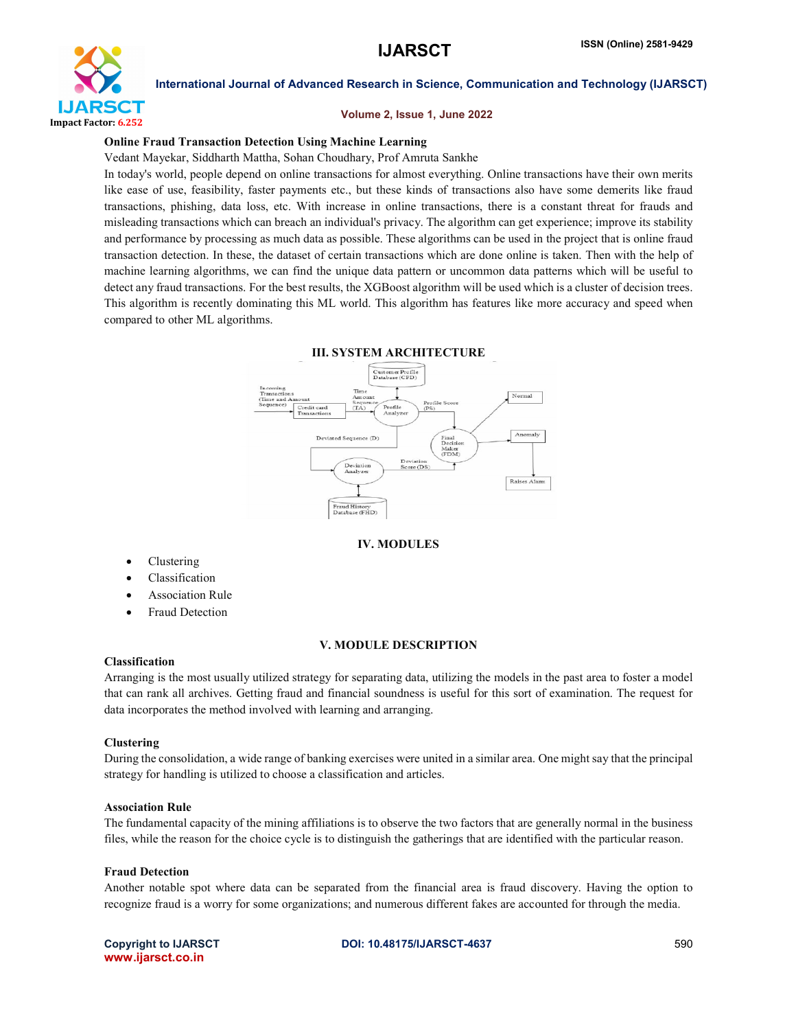**Online Fraud Transaction Detection Using Machine Learning**

Vedant Mayekar, Siddharth Mattha, Sohan Choudhary, Prof Amruta Sankhe

In today's world, people depend on online transactions for almost everything. Online transactions have their own merits like ease of use, feasibility, faster payments etc., but these kinds of transactions also have some demerits like fraud transactions, phishing, data loss, etc. With increase in online transactions, there is a constant threat for frauds and misleading transactions which can breach an individual's privacy. The algorithm can get experience; improve its stability and performance by processing as much data as possible. These algorithms can be used in the project that is online fraud transaction detection. In these, the dataset of certain transactions which are done online is taken. Then with the help of machine learning algorithms, we can find the unique data pattern or uncommon data patterns which will be useful to detect any fraud transactions. For the best results, the XGBoost algorithm will be used which is a cluster of decision trees. This algorithm is recently dominating this ML world. This algorithm has features like more accuracy and speed when compared to other ML algorithms.

## III. SYSTEM ARCHITECTURE

## IV. MODULES

- Clustering
- Classification
- Association Rule
- Fraud Detection

## V. MODULE DESCRIPTION

### Classification

Arranging is the most usually utilized strategy for separating data, utilizing the models in the past area to foster a model that can rank all archives. Getting fraud and financial soundness is useful for this sort of examination. The request for data incorporates the method involved with learning and arranging.

### Clustering

During the consolidation, a wide range of banking exercises were united in a similar area. One might say that the principal strategy for handling is utilized to choose a classification and articles.

### Association Rule

The fundamental capacity of the mining affiliations is to observe the two factors that are generally normal in the business files, while the reason for the choice cycle is to distinguish the gatherings that are identified with the particular reason.

### Fraud Detection

Another notable spot where data can be separated from the financial area is fraud discovery. Having the option to recognize fraud is a worry for some organizations; and numerous different fakes are accounted for through the media.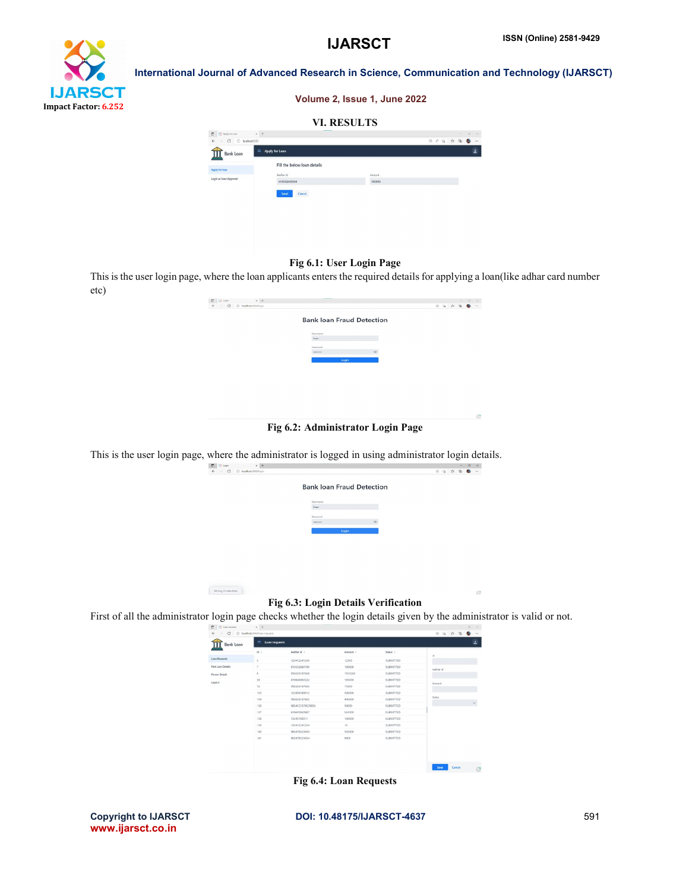## VI. RESULTS

**Fig 6.1: User Login Page**

This is the user login page, where the loan applicants enters the required details for applying a loan(like adhar card number etc)

**Fig 6.2: Administrator Login Page**

This is the user login page, where the administrator is logged in using administrator login details.

**Fig 6.3: Login Details Verification**

First of all the administrator login page checks whether the login details given by the administrator is valid or not.

**Fig 6.4: Loan Requests**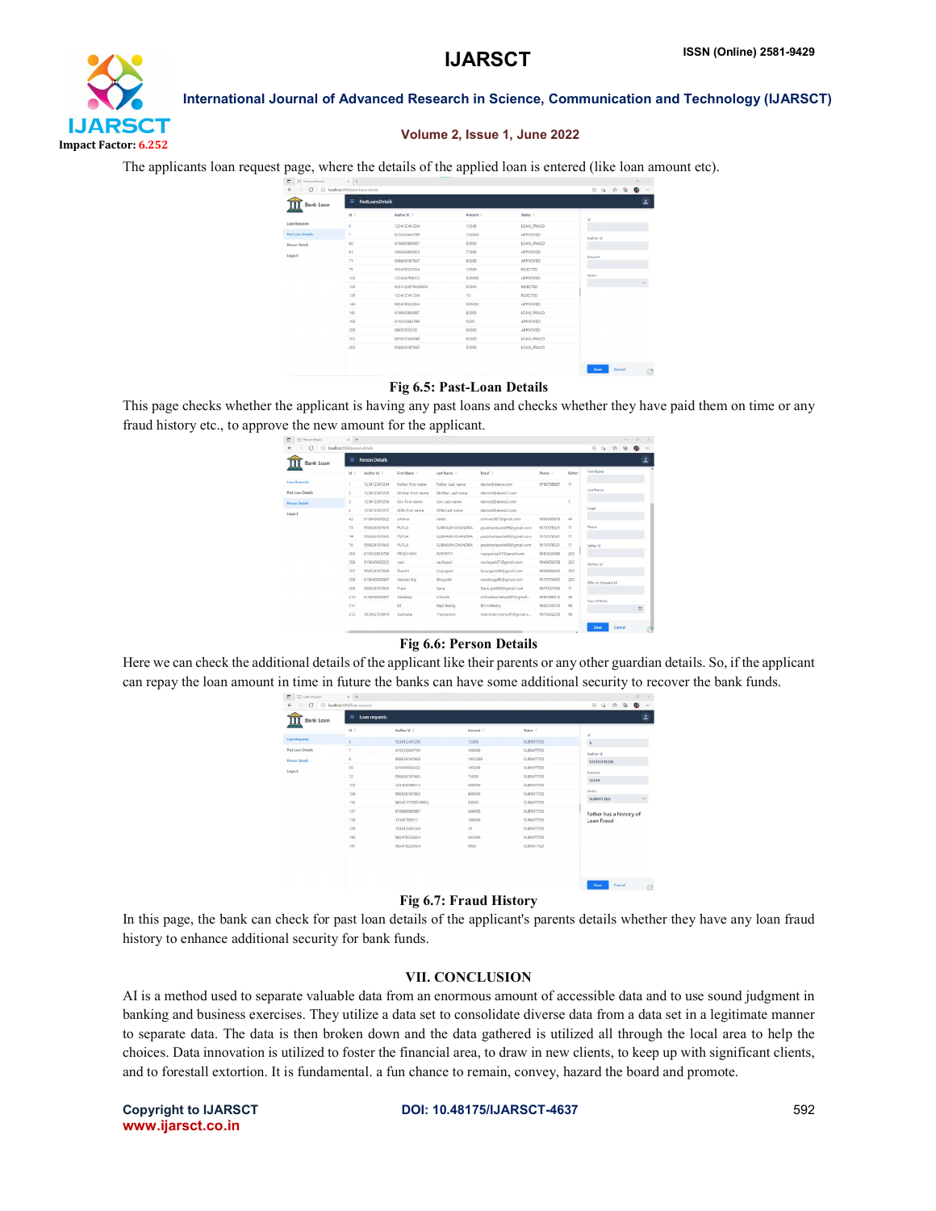The applicants loan request page, where the details of the applied loan is entered (like loan amount etc).

Fig 6.5: Past-Loan Details

This page checks whether the applicant is having any past loans and checks whether they have paid them on time or any fraud history etc., to approve the new amount for the applicant.

Fig 6.6: Person Details

Here we can check the additional details of the applicant like their parents or any other guardian details. So, if the applicant can repay the loan amount in time in future the banks can have some additional security to recover the bank funds.

Fig 6.7: Fraud History

In this page, the bank can check for past loan details of the applicant's parents details whether they have any loan fraud history to enhance additional security for bank funds.

## VII. CONCLUSION

AI is a method used to separate valuable data from an enormous amount of accessible data and to use sound judgment in banking and business exercises. They utilize a data set to consolidate diverse data from a data set in a legitimate manner to separate data. The data is then broken down and the data gathered is utilized all through the local area to help the choices. Data innovation is utilized to foster the financial area, to draw in new clients, to keep up with significant clients, and to forestall extortion. It is fundamental. a fun chance to remain, convey, hazard the board and promote.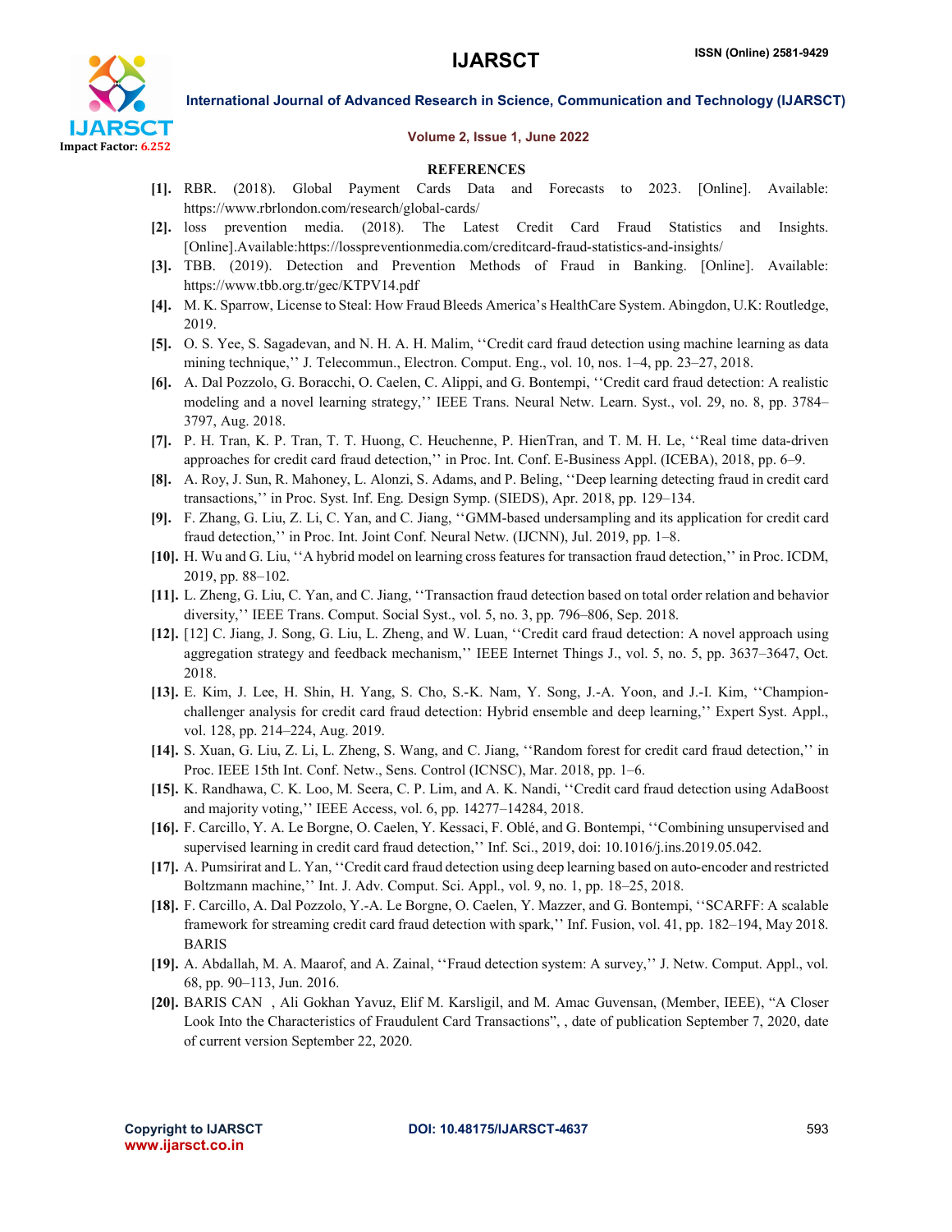## REFERENCES

[1]. RBR. (2018). Global Payment Cards Data and Forecasts to 2023. [Online]. Available: https://www.rbrlondon.com/research/global-cards/

[2]. loss prevention media. (2018). The Latest Credit Card Fraud Statistics and Insights. [Online].Available:https://losspreventionmedia.com/creditcard-fraud-statistics-and-insights/

[3]. TBB. (2019). Detection and Prevention Methods of Fraud in Banking. [Online]. Available: https://www.tbb.org.tr/gec/KTPV14.pdf

[4]. M. K. Sparrow, License to Steal: How Fraud Bleeds America's HealthCare System. Abingdon, U.K: Routledge, 2019.

[5]. O. S. Yee, S. Sagadevan, and N. H. A. H. Malim, ''Credit card fraud detection using machine learning as data mining technique,'' J. Telecommun., Electron. Comput. Eng., vol. 10, nos. 1–4, pp. 23–27, 2018.

[6]. A. Dal Pozzolo, G. Boracchi, O. Caelen, C. Alippi, and G. Bontempi, ''Credit card fraud detection: A realistic modeling and a novel learning strategy,'' IEEE Trans. Neural Netw. Learn. Syst., vol. 29, no. 8, pp. 3784–3797, Aug. 2018.

[7]. P. H. Tran, K. P. Tran, T. T. Huong, C. Heuchenne, P. HienTran, and T. M. H. Le, ''Real time data-driven approaches for credit card fraud detection,'' in Proc. Int. Conf. E-Business Appl. (ICEBA), 2018, pp. 6–9.

[8]. A. Roy, J. Sun, R. Mahoney, L. Alonzi, S. Adams, and P. Beling, ''Deep learning detecting fraud in credit card transactions,'' in Proc. Syst. Inf. Eng. Design Symp. (SIEDS), Apr. 2018, pp. 129–134.

[9]. F. Zhang, G. Liu, Z. Li, C. Yan, and C. Jiang, ''GMM-based undersampling and its application for credit card fraud detection,'' in Proc. Int. Joint Conf. Neural Netw. (IJCNN), Jul. 2019, pp. 1–8.

[10]. H. Wu and G. Liu, ''A hybrid model on learning cross features for transaction fraud detection,'' in Proc. ICDM, 2019, pp. 88–102.

[11]. L. Zheng, G. Liu, C. Yan, and C. Jiang, ''Transaction fraud detection based on total order relation and behavior diversity,'' IEEE Trans. Comput. Social Syst., vol. 5, no. 3, pp. 796–806, Sep. 2018.

[12]. [12] C. Jiang, J. Song, G. Liu, L. Zheng, and W. Luan, ''Credit card fraud detection: A novel approach using aggregation strategy and feedback mechanism,'' IEEE Internet Things J., vol. 5, no. 5, pp. 3637–3647, Oct. 2018.

[13]. E. Kim, J. Lee, H. Shin, H. Yang, S. Cho, S.-K. Nam, Y. Song, J.-A. Yoon, and J.-I. Kim, ''Champion-challenger analysis for credit card fraud detection: Hybrid ensemble and deep learning,'' Expert Syst. Appl., vol. 128, pp. 214–224, Aug. 2019.

[14]. S. Xuan, G. Liu, Z. Li, L. Zheng, S. Wang, and C. Jiang, ''Random forest for credit card fraud detection,'' in Proc. IEEE 15th Int. Conf. Netw., Sens. Control (ICNSC), Mar. 2018, pp. 1–6.

[15]. K. Randhawa, C. K. Loo, M. Seera, C. P. Lim, and A. K. Nandi, ''Credit card fraud detection using AdaBoost and majority voting,'' IEEE Access, vol. 6, pp. 14277–14284, 2018.

[16]. F. Carcillo, Y. A. Le Borgne, O. Caelen, Y. Kessaci, F. Oblé, and G. Bontempi, ''Combining unsupervised and supervised learning in credit card fraud detection,'' Inf. Sci., 2019, doi: 10.1016/j.ins.2019.05.042.

[17]. A. Pumsirirat and L. Yan, ''Credit card fraud detection using deep learning based on auto-encoder and restricted Boltzmann machine,'' Int. J. Adv. Comput. Sci. Appl., vol. 9, no. 1, pp. 18–25, 2018.

[18]. F. Carcillo, A. Dal Pozzolo, Y.-A. Le Borgne, O. Caelen, Y. Mazzer, and G. Bontempi, ''SCARFF: A scalable framework for streaming credit card fraud detection with spark,'' Inf. Fusion, vol. 41, pp. 182–194, May 2018. BARIS

[19]. A. Abdallah, M. A. Maarof, and A. Zainal, ''Fraud detection system: A survey,'' J. Netw. Comput. Appl., vol. 68, pp. 90–113, Jun. 2016.

[20]. BARIS CAN , Ali Gokhan Yavuz, Elif M. Karsligil, and M. Amac Guvensan, (Member, IEEE), "A Closer Look Into the Characteristics of Fraudulent Card Transactions", , date of publication September 7, 2020, date of current version September 22, 2020.